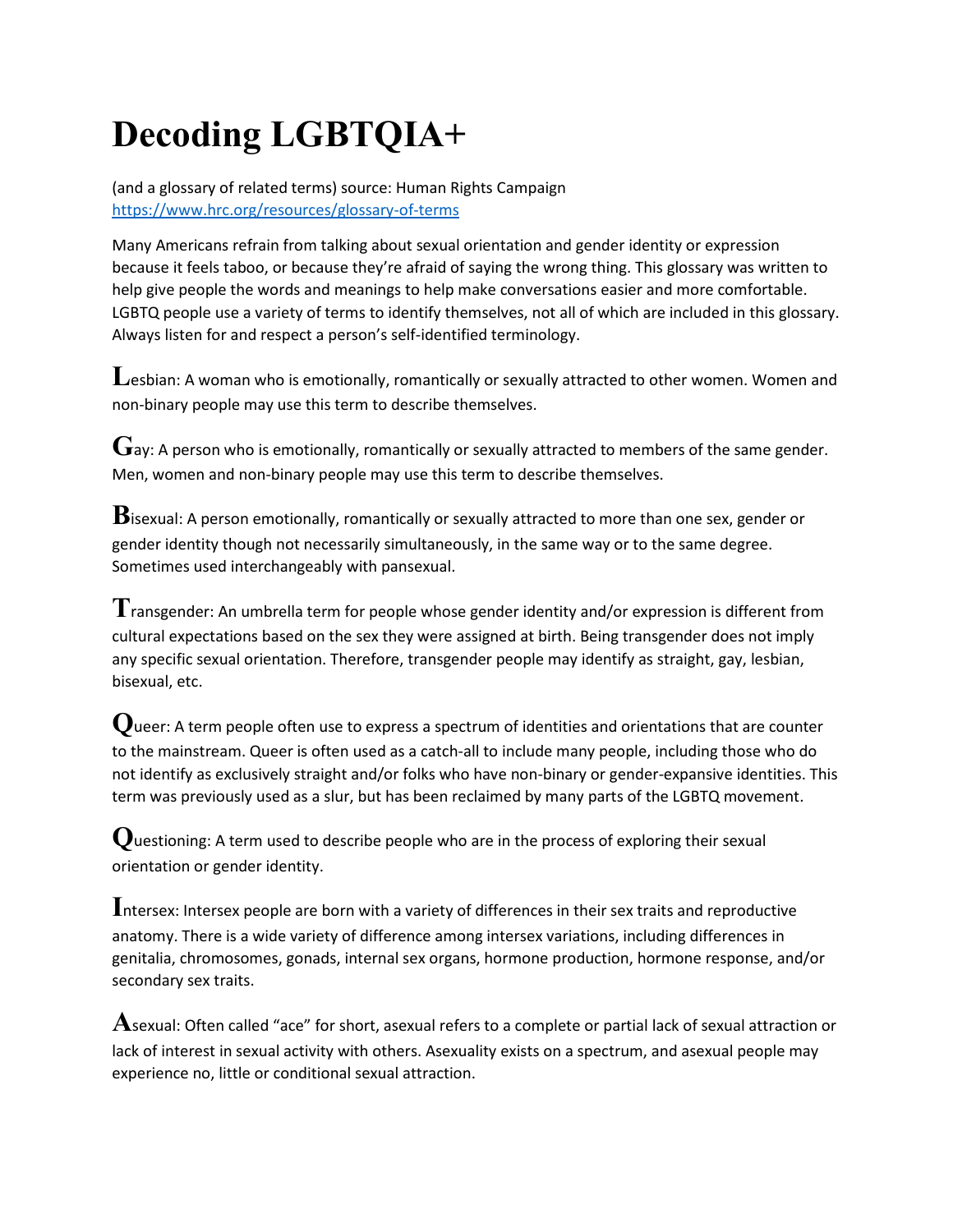# Decoding LGBTQIA+

(and a glossary of related terms) source: Human Rights Campaign
https://www.hrc.org/resources/glossary-of-terms

Many Americans refrain from talking about sexual orientation and gender identity or expression because it feels taboo, or because they're afraid of saying the wrong thing. This glossary was written to help give people the words and meanings to help make conversations easier and more comfortable. LGBTQ people use a variety of terms to identify themselves, not all of which are included in this glossary. Always listen for and respect a person's self-identified terminology.

**L**esbian: A woman who is emotionally, romantically or sexually attracted to other women. Women and non-binary people may use this term to describe themselves.

**G**ay: A person who is emotionally, romantically or sexually attracted to members of the same gender. Men, women and non-binary people may use this term to describe themselves.

**B**isexual: A person emotionally, romantically or sexually attracted to more than one sex, gender or gender identity though not necessarily simultaneously, in the same way or to the same degree. Sometimes used interchangeably with pansexual.

**T**ransgender: An umbrella term for people whose gender identity and/or expression is different from cultural expectations based on the sex they were assigned at birth. Being transgender does not imply any specific sexual orientation. Therefore, transgender people may identify as straight, gay, lesbian, bisexual, etc.

**Q**ueer: A term people often use to express a spectrum of identities and orientations that are counter to the mainstream. Queer is often used as a catch-all to include many people, including those who do not identify as exclusively straight and/or folks who have non-binary or gender-expansive identities. This term was previously used as a slur, but has been reclaimed by many parts of the LGBTQ movement.

**Q**uestioning: A term used to describe people who are in the process of exploring their sexual orientation or gender identity.

**I**ntersex: Intersex people are born with a variety of differences in their sex traits and reproductive anatomy. There is a wide variety of difference among intersex variations, including differences in genitalia, chromosomes, gonads, internal sex organs, hormone production, hormone response, and/or secondary sex traits.

**A**sexual: Often called "ace" for short, asexual refers to a complete or partial lack of sexual attraction or lack of interest in sexual activity with others. Asexuality exists on a spectrum, and asexual people may experience no, little or conditional sexual attraction.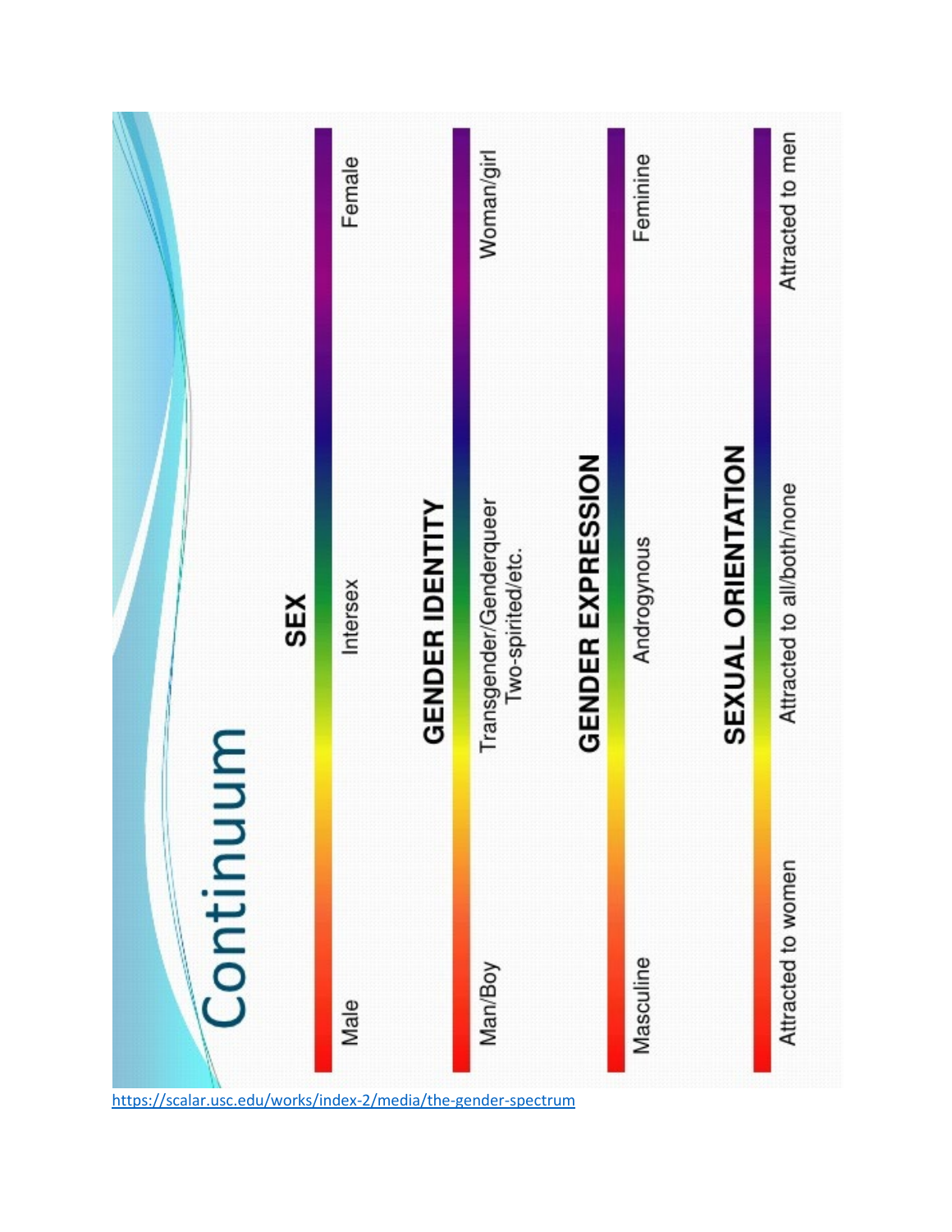# Continuum

## SEX

Male — Intersex — Female

## GENDER IDENTITY

Man/Boy — Transgender/Genderqueer Two-spirited/etc. — Woman/girl

## GENDER EXPRESSION

Masculine — Androgynous — Feminine

## SEXUAL ORIENTATION

Attracted to women — Attracted to all/both/none — Attracted to men

https://scalar.usc.edu/works/index-2/media/the-gender-spectrum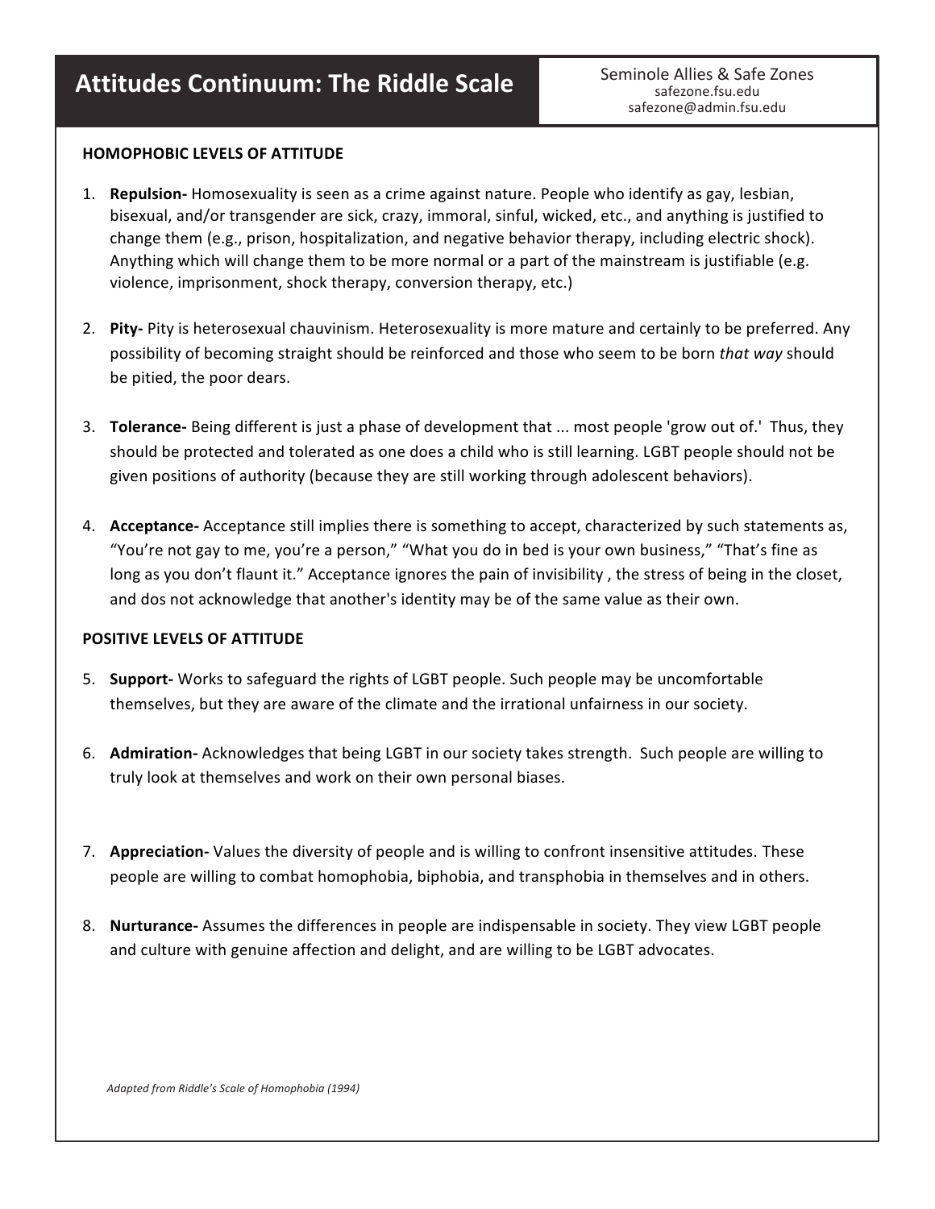# Attitudes Continuum: The Riddle Scale

Seminole Allies & Safe Zones
safezone.fsu.edu
safezone@admin.fsu.edu

**HOMOPHOBIC LEVELS OF ATTITUDE**

1. **Repulsion-** Homosexuality is seen as a crime against nature. People who identify as gay, lesbian, bisexual, and/or transgender are sick, crazy, immoral, sinful, wicked, etc., and anything is justified to change them (e.g., prison, hospitalization, and negative behavior therapy, including electric shock). Anything which will change them to be more normal or a part of the mainstream is justifiable (e.g. violence, imprisonment, shock therapy, conversion therapy, etc.)

2. **Pity-** Pity is heterosexual chauvinism. Heterosexuality is more mature and certainly to be preferred. Any possibility of becoming straight should be reinforced and those who seem to be born *that way* should be pitied, the poor dears.

3. **Tolerance-** Being different is just a phase of development that ... most people 'grow out of.' Thus, they should be protected and tolerated as one does a child who is still learning. LGBT people should not be given positions of authority (because they are still working through adolescent behaviors).

4. **Acceptance-** Acceptance still implies there is something to accept, characterized by such statements as, "You're not gay to me, you're a person," "What you do in bed is your own business," "That's fine as long as you don't flaunt it." Acceptance ignores the pain of invisibility , the stress of being in the closet, and dos not acknowledge that another's identity may be of the same value as their own.

**POSITIVE LEVELS OF ATTITUDE**

5. **Support-** Works to safeguard the rights of LGBT people. Such people may be uncomfortable themselves, but they are aware of the climate and the irrational unfairness in our society.

6. **Admiration-** Acknowledges that being LGBT in our society takes strength. Such people are willing to truly look at themselves and work on their own personal biases.

7. **Appreciation-** Values the diversity of people and is willing to confront insensitive attitudes. These people are willing to combat homophobia, biphobia, and transphobia in themselves and in others.

8. **Nurturance-** Assumes the differences in people are indispensable in society. They view LGBT people and culture with genuine affection and delight, and are willing to be LGBT advocates.

*Adapted from Riddle's Scale of Homophobia (1994)*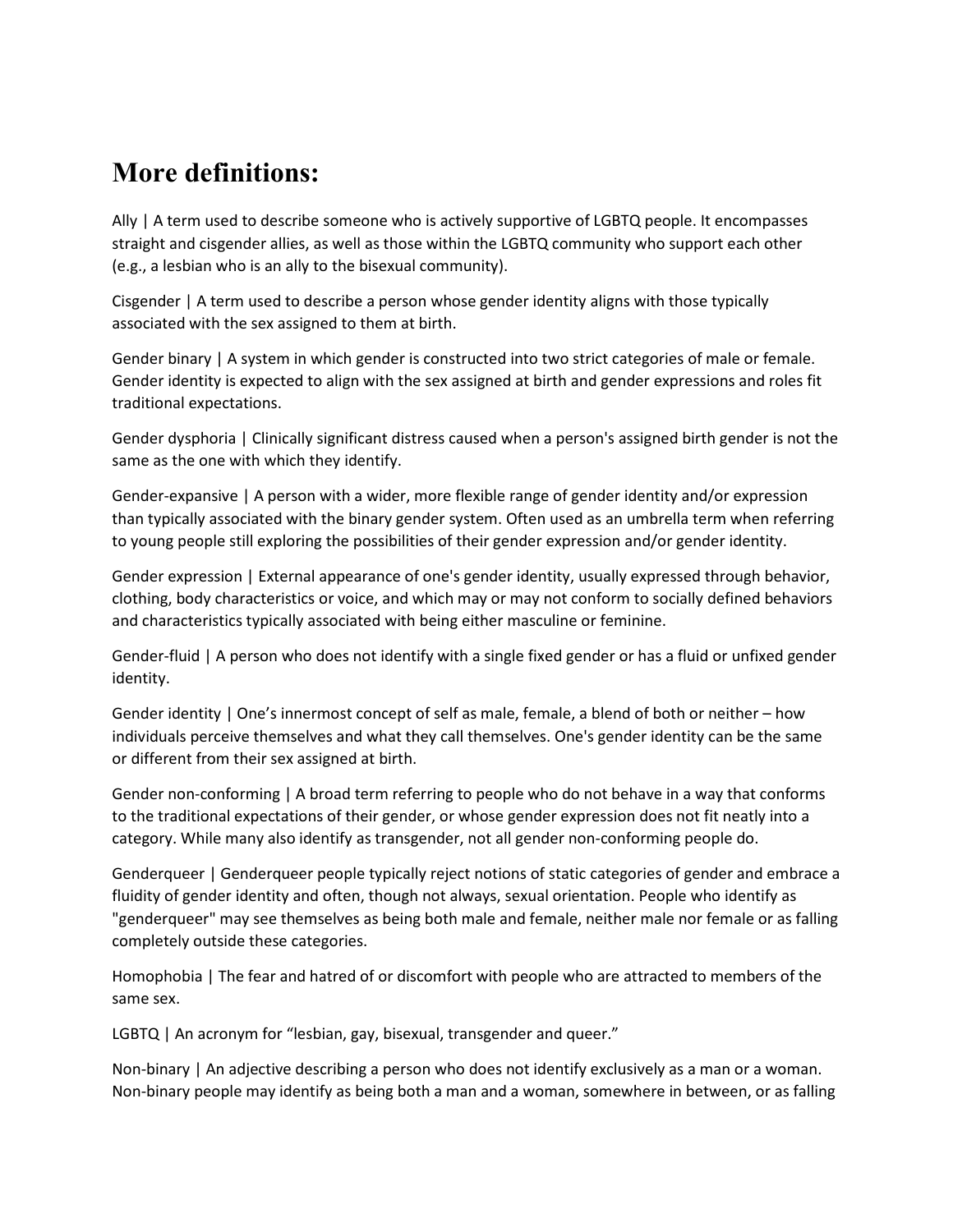## More definitions:

Ally | A term used to describe someone who is actively supportive of LGBTQ people. It encompasses straight and cisgender allies, as well as those within the LGBTQ community who support each other (e.g., a lesbian who is an ally to the bisexual community).

Cisgender | A term used to describe a person whose gender identity aligns with those typically associated with the sex assigned to them at birth.

Gender binary | A system in which gender is constructed into two strict categories of male or female. Gender identity is expected to align with the sex assigned at birth and gender expressions and roles fit traditional expectations.

Gender dysphoria | Clinically significant distress caused when a person's assigned birth gender is not the same as the one with which they identify.

Gender-expansive | A person with a wider, more flexible range of gender identity and/or expression than typically associated with the binary gender system. Often used as an umbrella term when referring to young people still exploring the possibilities of their gender expression and/or gender identity.

Gender expression | External appearance of one's gender identity, usually expressed through behavior, clothing, body characteristics or voice, and which may or may not conform to socially defined behaviors and characteristics typically associated with being either masculine or feminine.

Gender-fluid | A person who does not identify with a single fixed gender or has a fluid or unfixed gender identity.

Gender identity | One's innermost concept of self as male, female, a blend of both or neither – how individuals perceive themselves and what they call themselves. One's gender identity can be the same or different from their sex assigned at birth.

Gender non-conforming | A broad term referring to people who do not behave in a way that conforms to the traditional expectations of their gender, or whose gender expression does not fit neatly into a category. While many also identify as transgender, not all gender non-conforming people do.

Genderqueer | Genderqueer people typically reject notions of static categories of gender and embrace a fluidity of gender identity and often, though not always, sexual orientation. People who identify as "genderqueer" may see themselves as being both male and female, neither male nor female or as falling completely outside these categories.

Homophobia | The fear and hatred of or discomfort with people who are attracted to members of the same sex.

LGBTQ | An acronym for "lesbian, gay, bisexual, transgender and queer."

Non-binary | An adjective describing a person who does not identify exclusively as a man or a woman. Non-binary people may identify as being both a man and a woman, somewhere in between, or as falling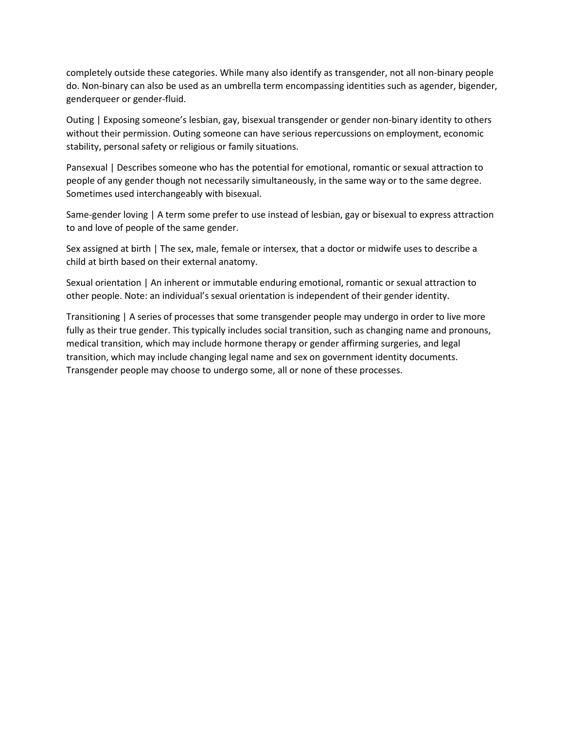completely outside these categories. While many also identify as transgender, not all non-binary people do. Non-binary can also be used as an umbrella term encompassing identities such as agender, bigender, genderqueer or gender-fluid.

Outing | Exposing someone's lesbian, gay, bisexual transgender or gender non-binary identity to others without their permission. Outing someone can have serious repercussions on employment, economic stability, personal safety or religious or family situations.

Pansexual | Describes someone who has the potential for emotional, romantic or sexual attraction to people of any gender though not necessarily simultaneously, in the same way or to the same degree. Sometimes used interchangeably with bisexual.

Same-gender loving | A term some prefer to use instead of lesbian, gay or bisexual to express attraction to and love of people of the same gender.

Sex assigned at birth | The sex, male, female or intersex, that a doctor or midwife uses to describe a child at birth based on their external anatomy.

Sexual orientation | An inherent or immutable enduring emotional, romantic or sexual attraction to other people. Note: an individual's sexual orientation is independent of their gender identity.

Transitioning | A series of processes that some transgender people may undergo in order to live more fully as their true gender. This typically includes social transition, such as changing name and pronouns, medical transition, which may include hormone therapy or gender affirming surgeries, and legal transition, which may include changing legal name and sex on government identity documents. Transgender people may choose to undergo some, all or none of these processes.